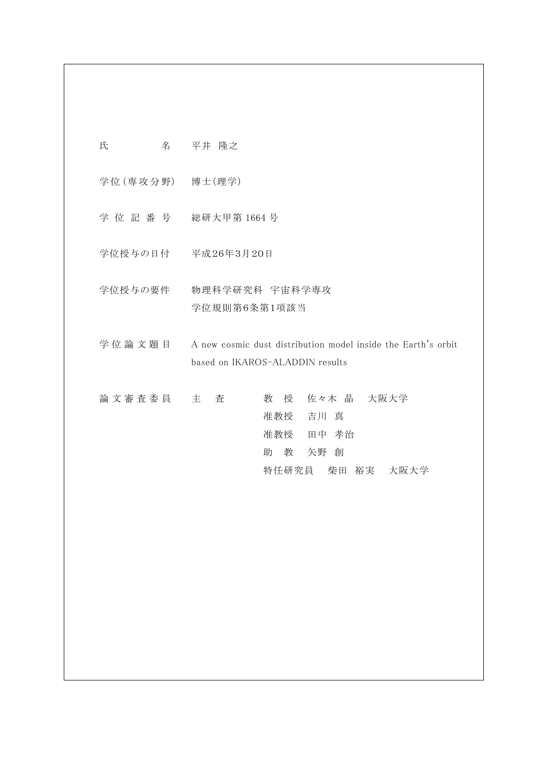| | |
|---|---|
| 氏　　　　名 | 平井　隆之 |
| 学位（専攻分野） | 博士(理学) |
| 学 位 記 番 号 | 総研大甲第 1664 号 |
| 学位授与の日付 | 平成26年3月20日 |
| 学位授与の要件 | 物理科学研究科　宇宙科学専攻<br>学位規則第6条第1項該当 |
| 学 位 論 文 題 目 | A new cosmic dust distribution model inside the Earth's orbit based on IKAROS-ALADDIN results |
| 論 文 審 査 委 員 | 主　査　　教　授　佐々木 晶　大阪大学<br>准教授　吉川 真<br>准教授　田中 孝治<br>助　教　矢野 創<br>特任研究員　柴田 裕実　大阪大学 |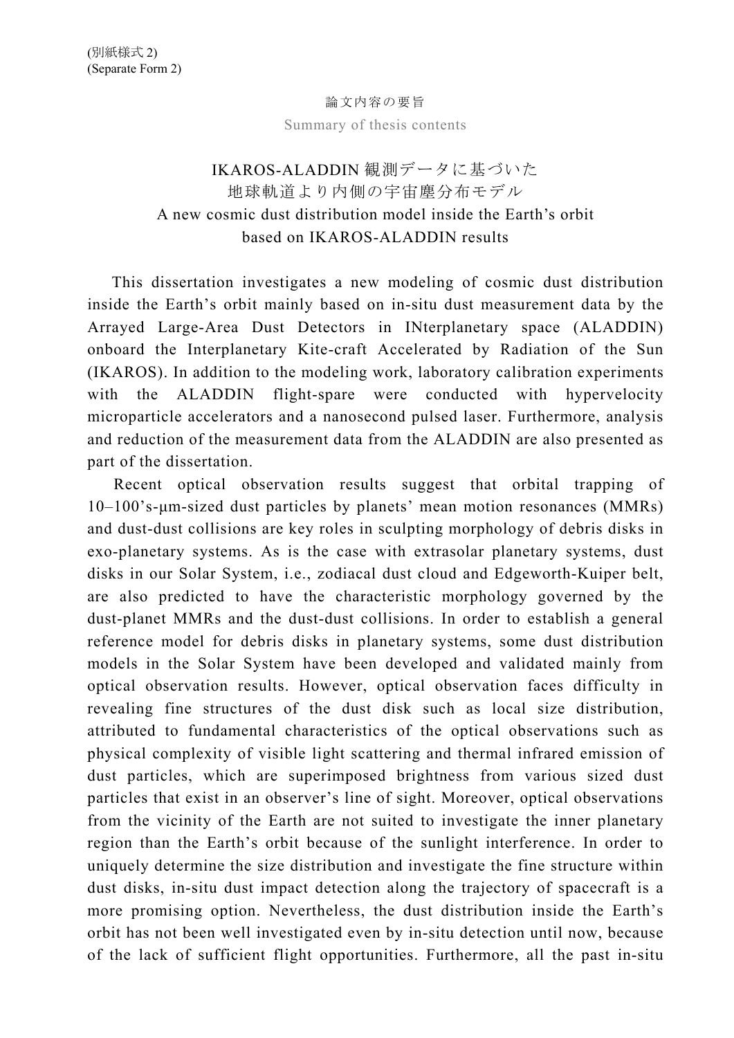(別紙様式 2)
(Separate Form 2)

論文内容の要旨

Summary of thesis contents

# IKAROS-ALADDIN 観測データに基づいた 地球軌道より内側の宇宙塵分布モデル
# A new cosmic dust distribution model inside the Earth's orbit based on IKAROS-ALADDIN results

This dissertation investigates a new modeling of cosmic dust distribution inside the Earth's orbit mainly based on in-situ dust measurement data by the Arrayed Large-Area Dust Detectors in INterplanetary space (ALADDIN) onboard the Interplanetary Kite-craft Accelerated by Radiation of the Sun (IKAROS). In addition to the modeling work, laboratory calibration experiments with the ALADDIN flight-spare were conducted with hypervelocity microparticle accelerators and a nanosecond pulsed laser. Furthermore, analysis and reduction of the measurement data from the ALADDIN are also presented as part of the dissertation.

Recent optical observation results suggest that orbital trapping of 10–100's-μm-sized dust particles by planets' mean motion resonances (MMRs) and dust-dust collisions are key roles in sculpting morphology of debris disks in exo-planetary systems. As is the case with extrasolar planetary systems, dust disks in our Solar System, i.e., zodiacal dust cloud and Edgeworth-Kuiper belt, are also predicted to have the characteristic morphology governed by the dust-planet MMRs and the dust-dust collisions. In order to establish a general reference model for debris disks in planetary systems, some dust distribution models in the Solar System have been developed and validated mainly from optical observation results. However, optical observation faces difficulty in revealing fine structures of the dust disk such as local size distribution, attributed to fundamental characteristics of the optical observations such as physical complexity of visible light scattering and thermal infrared emission of dust particles, which are superimposed brightness from various sized dust particles that exist in an observer's line of sight. Moreover, optical observations from the vicinity of the Earth are not suited to investigate the inner planetary region than the Earth's orbit because of the sunlight interference. In order to uniquely determine the size distribution and investigate the fine structure within dust disks, in-situ dust impact detection along the trajectory of spacecraft is a more promising option. Nevertheless, the dust distribution inside the Earth's orbit has not been well investigated even by in-situ detection until now, because of the lack of sufficient flight opportunities. Furthermore, all the past in-situ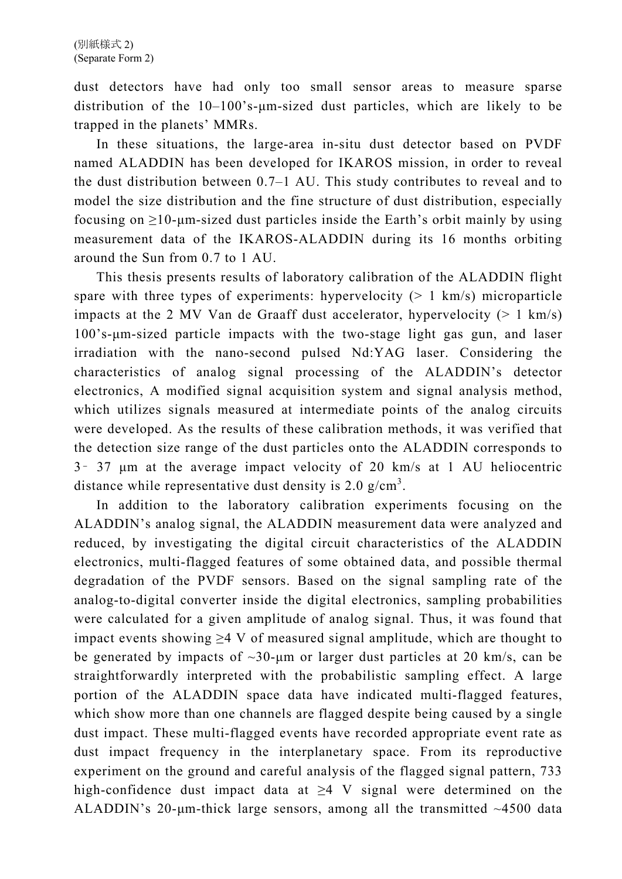dust detectors have had only too small sensor areas to measure sparse distribution of the 10–100's-μm-sized dust particles, which are likely to be trapped in the planets' MMRs.

In these situations, the large-area in-situ dust detector based on PVDF named ALADDIN has been developed for IKAROS mission, in order to reveal the dust distribution between 0.7–1 AU. This study contributes to reveal and to model the size distribution and the fine structure of dust distribution, especially focusing on ≥10-μm-sized dust particles inside the Earth's orbit mainly by using measurement data of the IKAROS-ALADDIN during its 16 months orbiting around the Sun from 0.7 to 1 AU.

This thesis presents results of laboratory calibration of the ALADDIN flight spare with three types of experiments: hypervelocity (> 1 km/s) microparticle impacts at the 2 MV Van de Graaff dust accelerator, hypervelocity (> 1 km/s) 100's-μm-sized particle impacts with the two-stage light gas gun, and laser irradiation with the nano-second pulsed Nd:YAG laser. Considering the characteristics of analog signal processing of the ALADDIN's detector electronics, A modified signal acquisition system and signal analysis method, which utilizes signals measured at intermediate points of the analog circuits were developed. As the results of these calibration methods, it was verified that the detection size range of the dust particles onto the ALADDIN corresponds to 3 – 37 μm at the average impact velocity of 20 km/s at 1 AU heliocentric distance while representative dust density is 2.0 g/cm$^3$.

In addition to the laboratory calibration experiments focusing on the ALADDIN's analog signal, the ALADDIN measurement data were analyzed and reduced, by investigating the digital circuit characteristics of the ALADDIN electronics, multi-flagged features of some obtained data, and possible thermal degradation of the PVDF sensors. Based on the signal sampling rate of the analog-to-digital converter inside the digital electronics, sampling probabilities were calculated for a given amplitude of analog signal. Thus, it was found that impact events showing ≥4 V of measured signal amplitude, which are thought to be generated by impacts of ~30-μm or larger dust particles at 20 km/s, can be straightforwardly interpreted with the probabilistic sampling effect. A large portion of the ALADDIN space data have indicated multi-flagged features, which show more than one channels are flagged despite being caused by a single dust impact. These multi-flagged events have recorded appropriate event rate as dust impact frequency in the interplanetary space. From its reproductive experiment on the ground and careful analysis of the flagged signal pattern, 733 high-confidence dust impact data at ≥4 V signal were determined on the ALADDIN's 20-μm-thick large sensors, among all the transmitted ~4500 data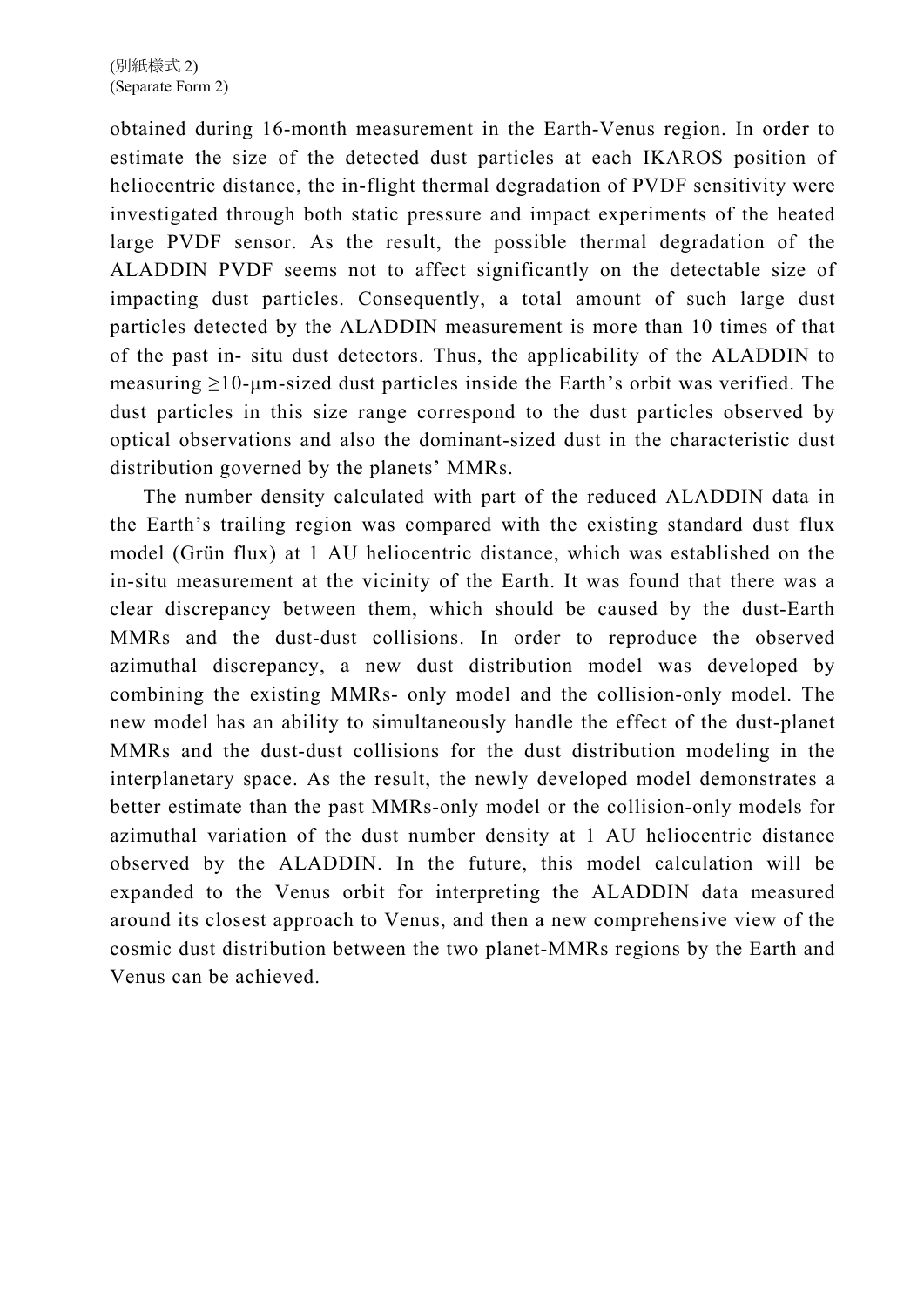obtained during 16-month measurement in the Earth-Venus region. In order to estimate the size of the detected dust particles at each IKAROS position of heliocentric distance, the in-flight thermal degradation of PVDF sensitivity were investigated through both static pressure and impact experiments of the heated large PVDF sensor. As the result, the possible thermal degradation of the ALADDIN PVDF seems not to affect significantly on the detectable size of impacting dust particles. Consequently, a total amount of such large dust particles detected by the ALADDIN measurement is more than 10 times of that of the past in- situ dust detectors. Thus, the applicability of the ALADDIN to measuring ≥10-μm-sized dust particles inside the Earth's orbit was verified. The dust particles in this size range correspond to the dust particles observed by optical observations and also the dominant-sized dust in the characteristic dust distribution governed by the planets' MMRs.

The number density calculated with part of the reduced ALADDIN data in the Earth's trailing region was compared with the existing standard dust flux model (Grün flux) at 1 AU heliocentric distance, which was established on the in-situ measurement at the vicinity of the Earth. It was found that there was a clear discrepancy between them, which should be caused by the dust-Earth MMRs and the dust-dust collisions. In order to reproduce the observed azimuthal discrepancy, a new dust distribution model was developed by combining the existing MMRs- only model and the collision-only model. The new model has an ability to simultaneously handle the effect of the dust-planet MMRs and the dust-dust collisions for the dust distribution modeling in the interplanetary space. As the result, the newly developed model demonstrates a better estimate than the past MMRs-only model or the collision-only models for azimuthal variation of the dust number density at 1 AU heliocentric distance observed by the ALADDIN. In the future, this model calculation will be expanded to the Venus orbit for interpreting the ALADDIN data measured around its closest approach to Venus, and then a new comprehensive view of the cosmic dust distribution between the two planet-MMRs regions by the Earth and Venus can be achieved.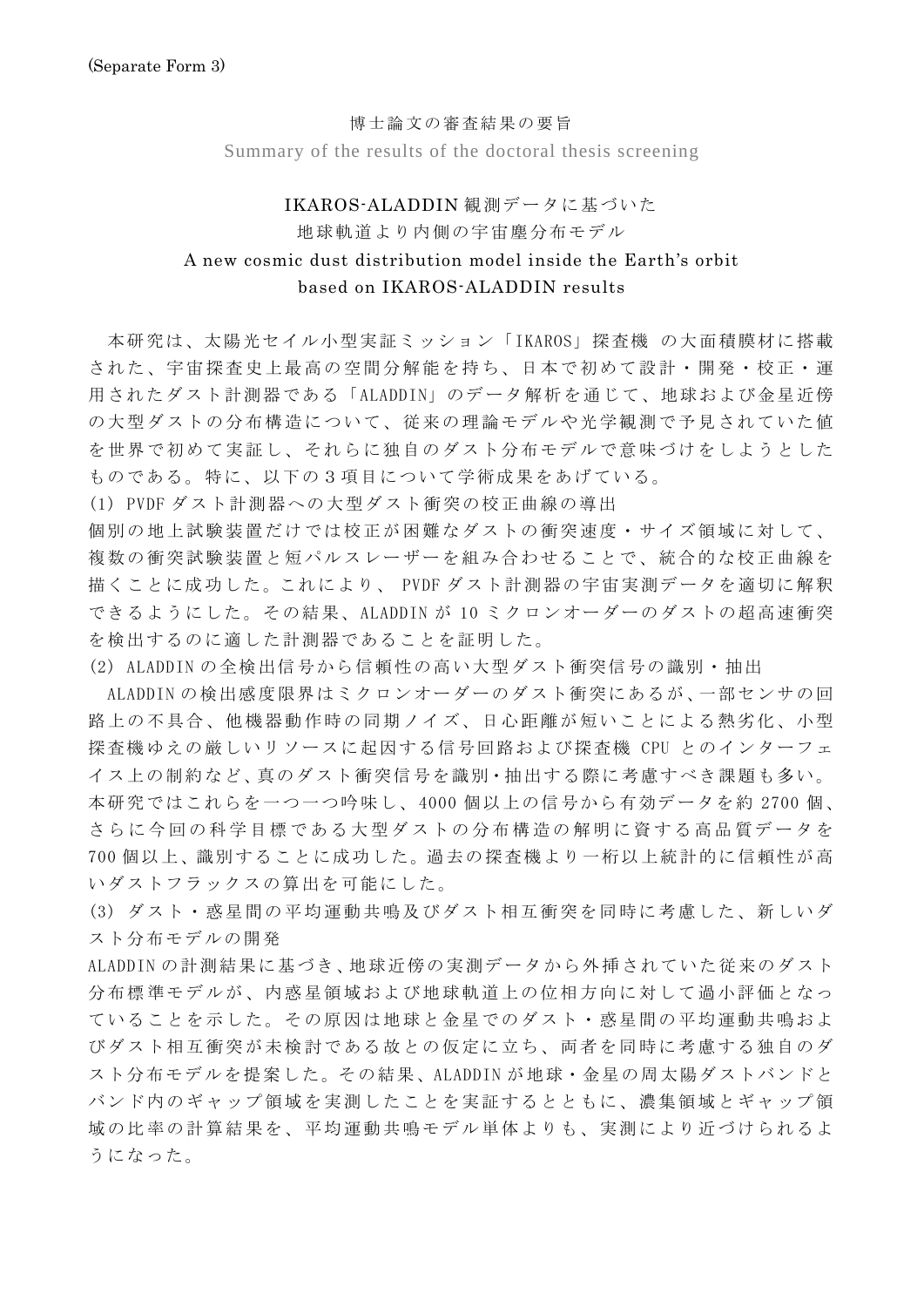(Separate Form 3)

博士論文の審査結果の要旨
Summary of the results of the doctoral thesis screening

IKAROS-ALADDIN 観測データに基づいた
地球軌道より内側の宇宙塵分布モデル
A new cosmic dust distribution model inside the Earth's orbit
based on IKAROS-ALADDIN results

本研究は、太陽光セイル小型実証ミッション「IKAROS」探査機 の大面積膜材に搭載された、宇宙探査史上最高の空間分解能を持ち、日本で初めて設計・開発・校正・運用されたダスト計測器である「ALADDIN」のデータ解析を通じて、地球および金星近傍の大型ダストの分布構造について、従来の理論モデルや光学観測で予見されていた値を世界で初めて実証し、それらに独自のダスト分布モデルで意味づけをしようとしたものである。特に、以下の３項目について学術成果をあげている。

(1) PVDF ダスト計測器への大型ダスト衝突の校正曲線の導出

個別の地上試験装置だけでは校正が困難なダストの衝突速度・サイズ領域に対して、複数の衝突試験装置と短パルスレーザーを組み合わせることで、統合的な校正曲線を描くことに成功した。これにより、 PVDF ダスト計測器の宇宙実測データを適切に解釈できるようにした。その結果、ALADDIN が 10 ミクロンオーダーのダストの超高速衝突を検出するのに適した計測器であることを証明した。

(2) ALADDIN の全検出信号から信頼性の高い大型ダスト衝突信号の識別・抽出

ALADDIN の検出感度限界はミクロンオーダーのダスト衝突にあるが、一部センサの回路上の不具合、他機器動作時の同期ノイズ、日心距離が短いことによる熱劣化、小型探査機ゆえの厳しいリソースに起因する信号回路および探査機 CPU とのインターフェイス上の制約など、真のダスト衝突信号を識別・抽出する際に考慮すべき課題も多い。本研究ではこれらを一つ一つ吟味し、4000 個以上の信号から有効データを約 2700 個、さらに今回の科学目標である大型ダストの分布構造の解明に資する高品質データを 700 個以上、識別することに成功した。過去の探査機より一桁以上統計的に信頼性が高いダストフラックスの算出を可能にした。

(3) ダスト・惑星間の平均運動共鳴及びダスト相互衝突を同時に考慮した、新しいダスト分布モデルの開発

ALADDIN の計測結果に基づき、地球近傍の実測データから外挿されていた従来のダスト分布標準モデルが、内惑星領域および地球軌道上の位相方向に対して過小評価となっていることを示した。その原因は地球と金星でのダスト・惑星間の平均運動共鳴およびダスト相互衝突が未検討である故との仮定に立ち、両者を同時に考慮する独自のダスト分布モデルを提案した。その結果、ALADDIN が地球・金星の周太陽ダストバンドとバンド内のギャップ領域を実測したことを実証するとともに、濃集領域とギャップ領域の比率の計算結果を、平均運動共鳴モデル単体よりも、実測により近づけられるようになった。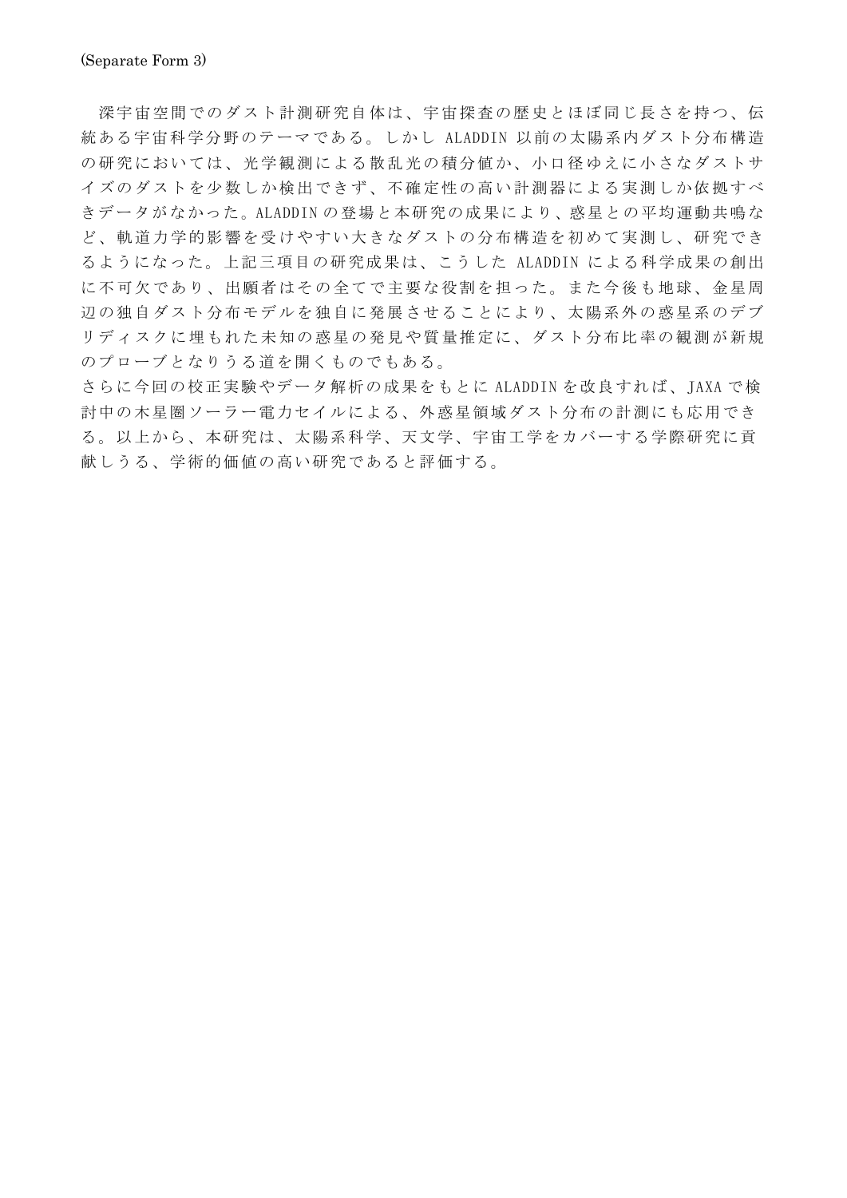(Separate Form 3)

深宇宙空間でのダスト計測研究自体は、宇宙探査の歴史とほぼ同じ長さを持つ、伝統ある宇宙科学分野のテーマである。しかし ALADDIN 以前の太陽系内ダスト分布構造の研究においては、光学観測による散乱光の積分値か、小口径ゆえに小さなダストサイズのダストを少数しか検出できず、不確定性の高い計測器による実測しか依拠すべきデータがなかった。ALADDIN の登場と本研究の成果により、惑星との平均運動共鳴など、軌道力学的影響を受けやすい大きなダストの分布構造を初めて実測し、研究できるようになった。上記三項目の研究成果は、こうした ALADDIN による科学成果の創出に不可欠であり、出願者はその全てで主要な役割を担った。また今後も地球、金星周辺の独自ダスト分布モデルを独自に発展させることにより、太陽系外の惑星系のデブリディスクに埋もれた未知の惑星の発見や質量推定に、ダスト分布比率の観測が新規のプローブとなりうる道を開くものでもある。

さらに今回の校正実験やデータ解析の成果をもとに ALADDIN を改良すれば、JAXA で検討中の木星圏ソーラー電力セイルによる、外惑星領域ダスト分布の計測にも応用できる。以上から、本研究は、太陽系科学、天文学、宇宙工学をカバーする学際研究に貢献しうる、学術的価値の高い研究であると評価する。